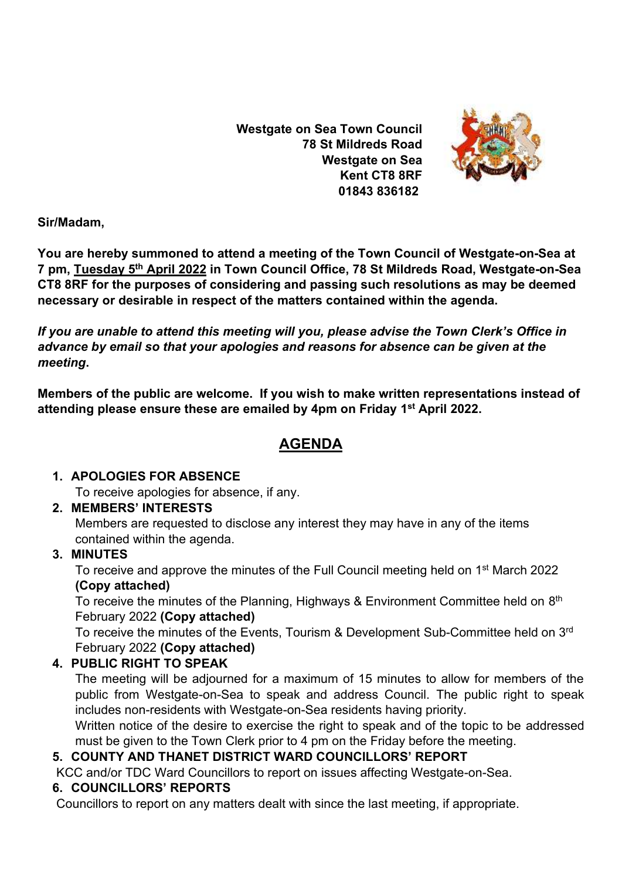**Westgate on Sea Town Council**
**78 St Mildreds Road**
**Westgate on Sea**
**Kent CT8 8RF**
**01843 836182**

**Sir/Madam,**

**You are hereby summoned to attend a meeting of the Town Council of Westgate-on-Sea at 7 pm, <u>Tuesday 5th April 2022</u> in Town Council Office, 78 St Mildreds Road, Westgate-on-Sea CT8 8RF for the purposes of considering and passing such resolutions as may be deemed necessary or desirable in respect of the matters contained within the agenda.**

***If you are unable to attend this meeting will you, please advise the Town Clerk's Office in advance by email so that your apologies and reasons for absence can be given at the meeting*.**

**Members of the public are welcome. If you wish to make written representations instead of attending please ensure these are emailed by 4pm on Friday 1st April 2022.**

# AGENDA

1. **APOLOGIES FOR ABSENCE**
   To receive apologies for absence, if any.
2. **MEMBERS' INTERESTS**
   Members are requested to disclose any interest they may have in any of the items contained within the agenda.
3. **MINUTES**
   To receive and approve the minutes of the Full Council meeting held on 1st March 2022 **(Copy attached)**
   To receive the minutes of the Planning, Highways & Environment Committee held on 8th February 2022 **(Copy attached)**
   To receive the minutes of the Events, Tourism & Development Sub-Committee held on 3rd February 2022 **(Copy attached)**
4. **PUBLIC RIGHT TO SPEAK**
   The meeting will be adjourned for a maximum of 15 minutes to allow for members of the public from Westgate-on-Sea to speak and address Council. The public right to speak includes non-residents with Westgate-on-Sea residents having priority.
   Written notice of the desire to exercise the right to speak and of the topic to be addressed must be given to the Town Clerk prior to 4 pm on the Friday before the meeting.
5. **COUNTY AND THANET DISTRICT WARD COUNCILLORS' REPORT**
   KCC and/or TDC Ward Councillors to report on issues affecting Westgate-on-Sea.
6. **COUNCILLORS' REPORTS**
   Councillors to report on any matters dealt with since the last meeting, if appropriate.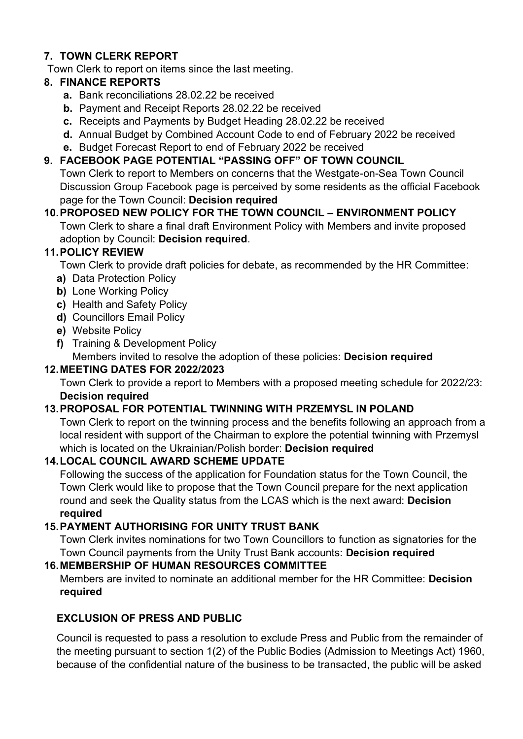### 7. TOWN CLERK REPORT

Town Clerk to report on items since the last meeting.

### 8. FINANCE REPORTS

- **a.** Bank reconciliations 28.02.22 be received
- **b.** Payment and Receipt Reports 28.02.22 be received
- **c.** Receipts and Payments by Budget Heading 28.02.22 be received
- **d.** Annual Budget by Combined Account Code to end of February 2022 be received
- **e.** Budget Forecast Report to end of February 2022 be received

### 9. FACEBOOK PAGE POTENTIAL "PASSING OFF" OF TOWN COUNCIL

Town Clerk to report to Members on concerns that the Westgate-on-Sea Town Council Discussion Group Facebook page is perceived by some residents as the official Facebook page for the Town Council: **Decision required**

### 10. PROPOSED NEW POLICY FOR THE TOWN COUNCIL – ENVIRONMENT POLICY

Town Clerk to share a final draft Environment Policy with Members and invite proposed adoption by Council: **Decision required**.

### 11. POLICY REVIEW

Town Clerk to provide draft policies for debate, as recommended by the HR Committee:

- **a)** Data Protection Policy
- **b)** Lone Working Policy
- **c)** Health and Safety Policy
- **d)** Councillors Email Policy
- **e)** Website Policy
- **f)** Training & Development Policy

Members invited to resolve the adoption of these policies: **Decision required**

### 12. MEETING DATES FOR 2022/2023

Town Clerk to provide a report to Members with a proposed meeting schedule for 2022/23: **Decision required**

### 13. PROPOSAL FOR POTENTIAL TWINNING WITH PRZEMYSL IN POLAND

Town Clerk to report on the twinning process and the benefits following an approach from a local resident with support of the Chairman to explore the potential twinning with Przemysl which is located on the Ukrainian/Polish border: **Decision required**

### 14. LOCAL COUNCIL AWARD SCHEME UPDATE

Following the success of the application for Foundation status for the Town Council, the Town Clerk would like to propose that the Town Council prepare for the next application round and seek the Quality status from the LCAS which is the next award: **Decision required**

### 15. PAYMENT AUTHORISING FOR UNITY TRUST BANK

Town Clerk invites nominations for two Town Councillors to function as signatories for the Town Council payments from the Unity Trust Bank accounts: **Decision required**

### 16. MEMBERSHIP OF HUMAN RESOURCES COMMITTEE

Members are invited to nominate an additional member for the HR Committee: **Decision required**

### EXCLUSION OF PRESS AND PUBLIC

Council is requested to pass a resolution to exclude Press and Public from the remainder of the meeting pursuant to section 1(2) of the Public Bodies (Admission to Meetings Act) 1960, because of the confidential nature of the business to be transacted, the public will be asked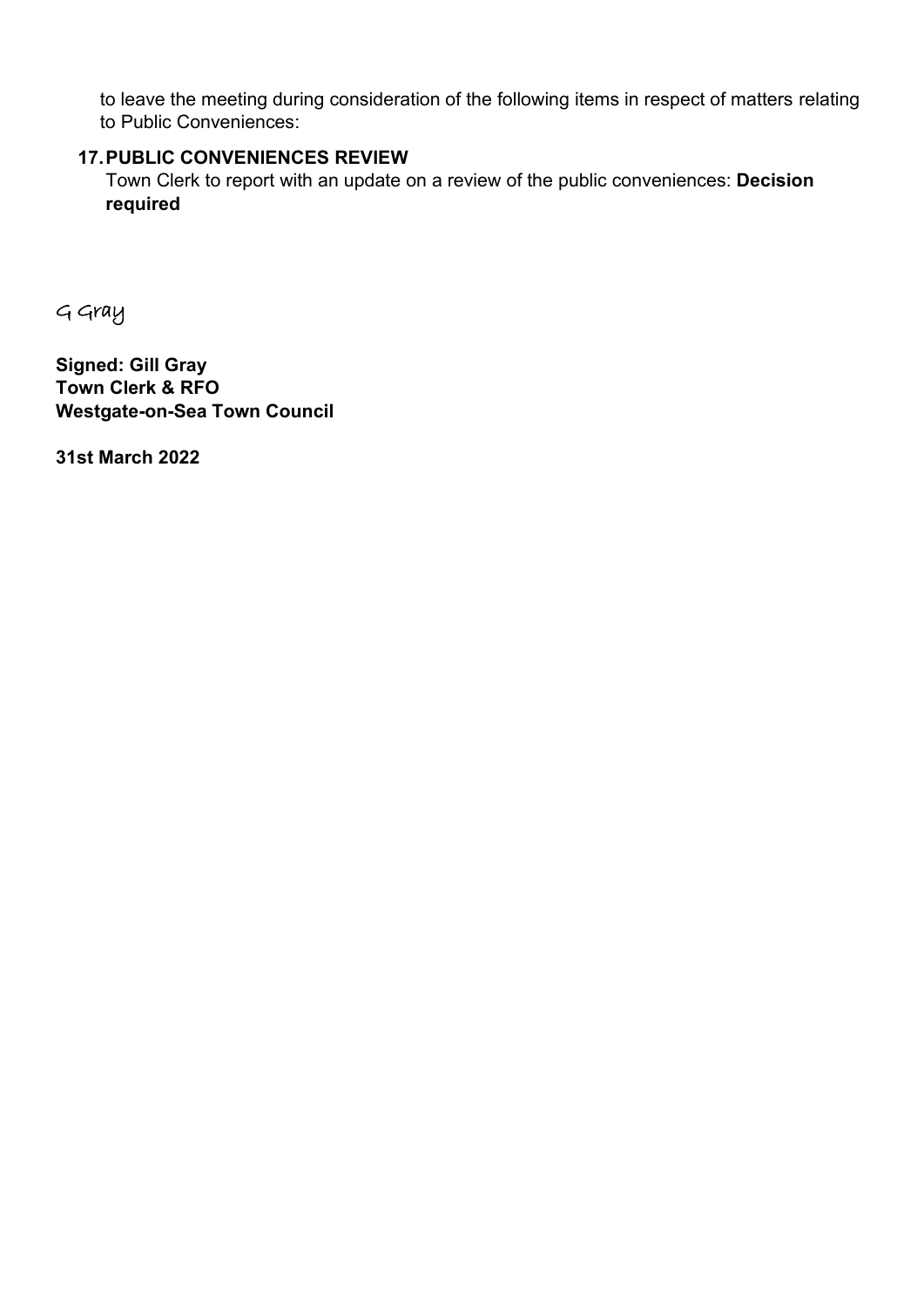to leave the meeting during consideration of the following items in respect of matters relating to Public Conveniences:

17. **PUBLIC CONVENIENCES REVIEW**

Town Clerk to report with an update on a review of the public conveniences: **Decision required**

G Gray

**Signed: Gill Gray**
**Town Clerk & RFO**
**Westgate-on-Sea Town Council**

**31st March 2022**